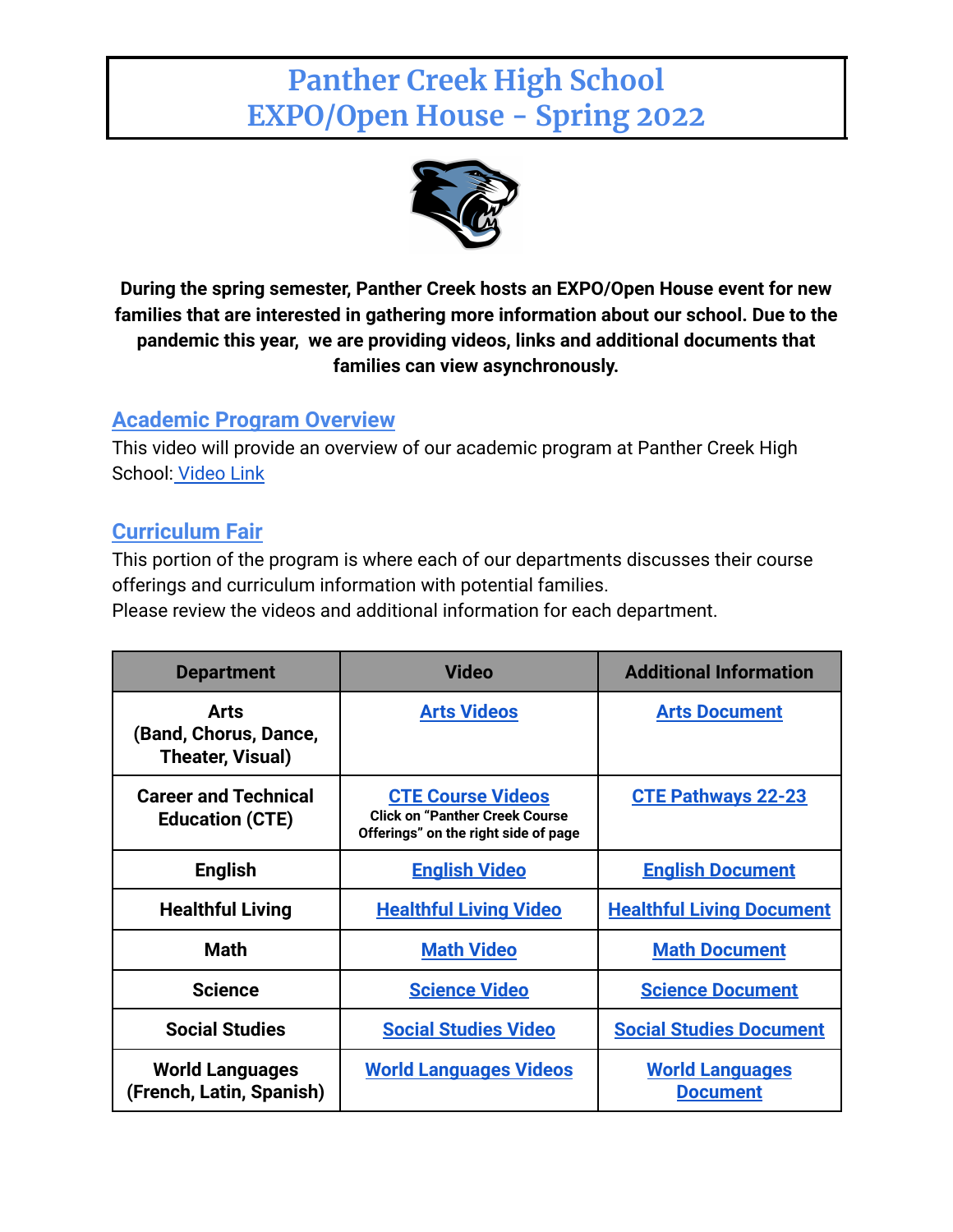# Panther Creek High School
# EXPO/Open House - Spring 2022

**During the spring semester, Panther Creek hosts an EXPO/Open House event for new families that are interested in gathering more information about our school. Due to the pandemic this year, we are providing videos, links and additional documents that families can view asynchronously.**

## Academic Program Overview

This video will provide an overview of our academic program at Panther Creek High School: Video Link

## Curriculum Fair

This portion of the program is where each of our departments discusses their course offerings and curriculum information with potential families.
Please review the videos and additional information for each department.

| Department | Video | Additional Information |
|---|---|---|
| **Arts (Band, Chorus, Dance, Theater, Visual)** | Arts Videos | Arts Document |
| **Career and Technical Education (CTE)** | CTE Course Videos<br>**Click on "Panther Creek Course Offerings" on the right side of page** | CTE Pathways 22-23 |
| **English** | English Video | English Document |
| **Healthful Living** | Healthful Living Video | Healthful Living Document |
| **Math** | Math Video | Math Document |
| **Science** | Science Video | Science Document |
| **Social Studies** | Social Studies Video | Social Studies Document |
| **World Languages (French, Latin, Spanish)** | World Languages Videos | World Languages Document |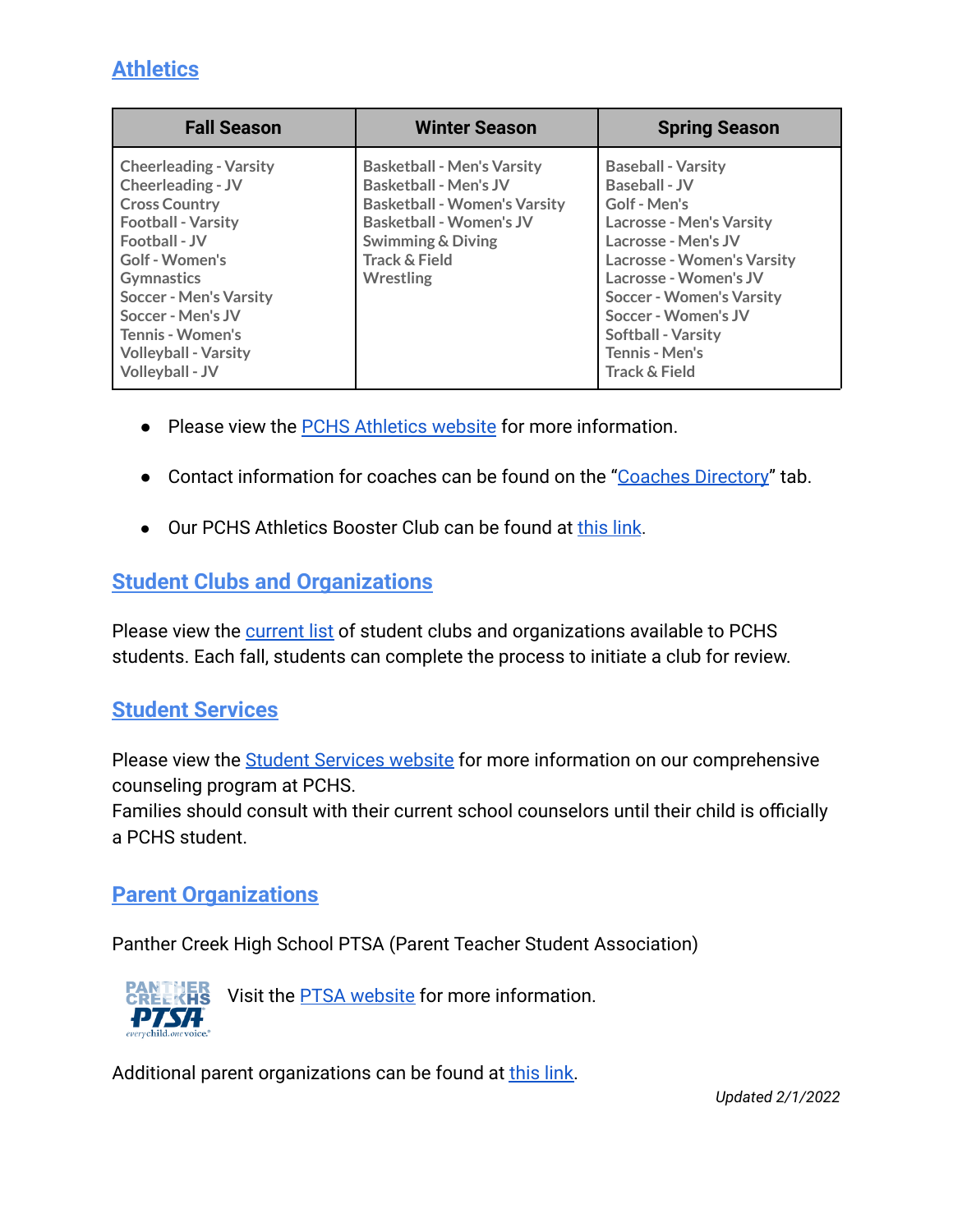## Athletics

| Fall Season | Winter Season | Spring Season |
|---|---|---|
| Cheerleading - Varsity<br>Cheerleading - JV<br>Cross Country<br>Football - Varsity<br>Football - JV<br>Golf - Women's<br>Gymnastics<br>Soccer - Men's Varsity<br>Soccer - Men's JV<br>Tennis - Women's<br>Volleyball - Varsity<br>Volleyball - JV | Basketball - Men's Varsity<br>Basketball - Men's JV<br>Basketball - Women's Varsity<br>Basketball - Women's JV<br>Swimming & Diving<br>Track & Field<br>Wrestling | Baseball - Varsity<br>Baseball - JV<br>Golf - Men's<br>Lacrosse - Men's Varsity<br>Lacrosse - Men's JV<br>Lacrosse - Women's Varsity<br>Lacrosse - Women's JV<br>Soccer - Women's Varsity<br>Soccer - Women's JV<br>Softball - Varsity<br>Tennis - Men's<br>Track & Field |

- Please view the PCHS Athletics website for more information.
- Contact information for coaches can be found on the "Coaches Directory" tab.
- Our PCHS Athletics Booster Club can be found at this link.

## Student Clubs and Organizations

Please view the current list of student clubs and organizations available to PCHS students. Each fall, students can complete the process to initiate a club for review.

## Student Services

Please view the Student Services website for more information on our comprehensive counseling program at PCHS.
Families should consult with their current school counselors until their child is officially a PCHS student.

## Parent Organizations

Panther Creek High School PTSA (Parent Teacher Student Association)

Visit the PTSA website for more information.

Additional parent organizations can be found at this link.

*Updated 2/1/2022*